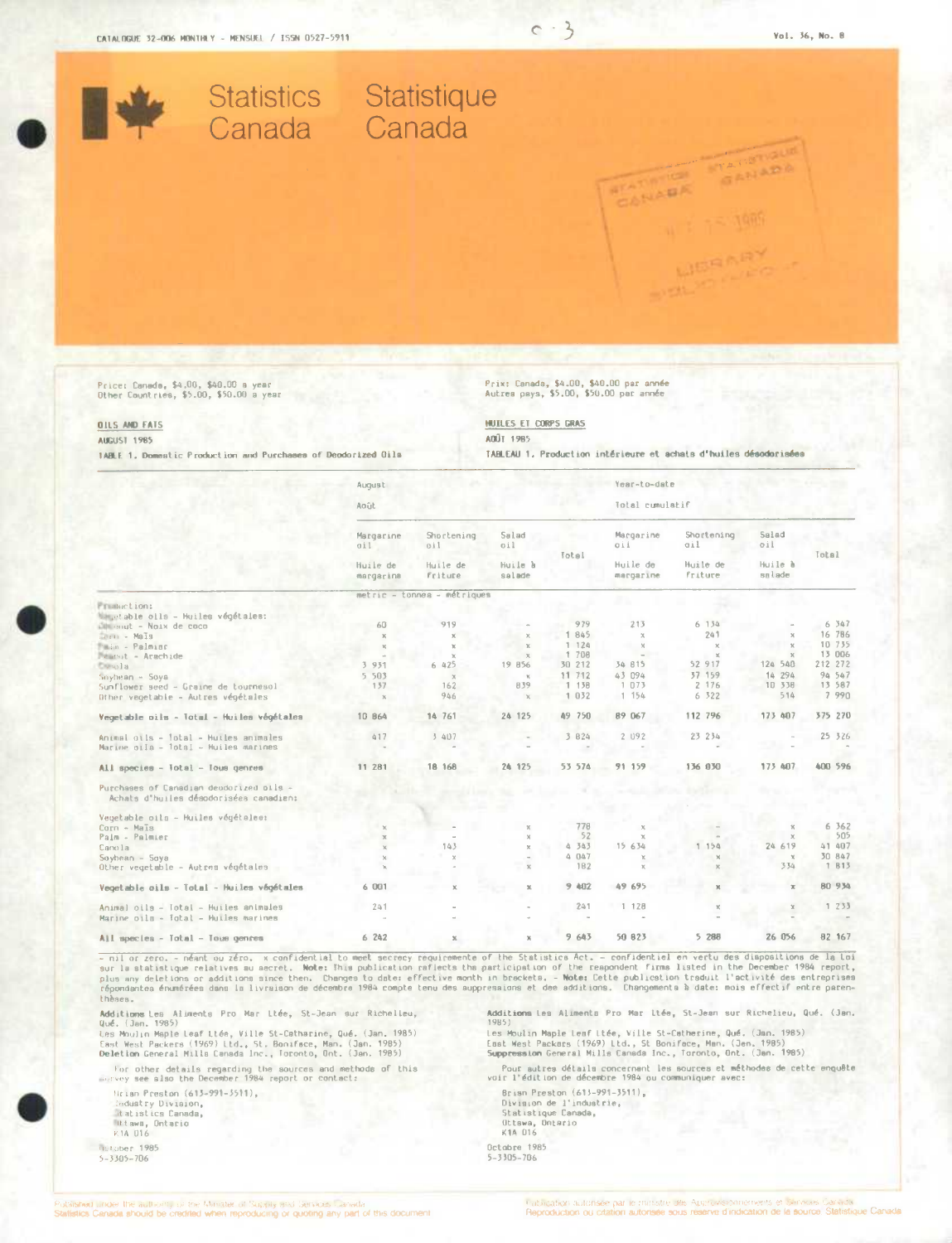CATALOGUE 32-006 MONTHLY - MENSUEL / ISSN 0527-5911

Vol. 36, No. 8

# Statistics Canada / Statistique Canada

Price: Canada, $4.00, $40.00 a year
Other Countries, $5.00, $50.00 a year

Prix: Canada, $4.00, $40.00 par année
Autres pays, $5.00, $50.00 par année

## OILS AND FATS / HUILES ET CORPS GRAS

AUGUST 1985 / AOÛT 1985

TABLE 1. Domestic Production and Purchases of Deodorized Oils
TABLEAU 1. Production intérieure et achats d'huiles désodorisées

| | August / Août | | | | Year-to-date / Total cumulatif | | | |
|---|---|---|---|---|---|---|---|---|
| | Margarine oil / Huile de margarine | Shortening oil / Huile de friture | Salad oil / Huile à salade | Total | Margarine oil / Huile de margarine | Shortening oil / Huile de friture | Salad oil / Huile à salade | Total |
| | metric - tonnes - métriques | | | | | | | |
| **Production:** | | | | | | | | |
| Vegetable oils - Huiles végétales: | | | | | | | | |
| Coconut - Noix de coco | 60 | 919 | - | 979 | 213 | 6 134 | - | 6 347 |
| Corn - Maïs | x | x | x | 1 845 | x | 241 | x | 16 786 |
| Palm - Palmier | x | x | x | 1 124 | x | x | x | 10 735 |
| Peanut - Arachide | - | x | x | 1 708 | - | x | x | 13 006 |
| Canola | 3 931 | 6 425 | 19 856 | 30 212 | 34 815 | 52 917 | 124 540 | 212 272 |
| Soybean - Soya | 5 503 | x | x | 11 712 | 43 094 | 37 159 | 14 294 | 94 547 |
| Sunflower seed - Graine de tournesol | 137 | 162 | 839 | 1 138 | 1 073 | 2 176 | 10 338 | 13 587 |
| Other vegetable - Autres végétales | x | 946 | x | 1 032 | 1 154 | 6 322 | 514 | 7 990 |
| **Vegetable oils - Total - Huiles végétales** | 10 864 | 14 761 | 24 125 | 49 750 | 89 067 | 112 796 | 173 407 | 375 270 |
| Animal oils - Total - Huiles animales | 417 | 3 407 | - | 3 824 | 2 092 | 23 234 | - | 25 326 |
| Marine oils - Total - Huiles marines | - | - | - | - | - | - | - | - |
| **All species - Total - Tous genres** | 11 281 | 18 168 | 24 125 | 53 574 | 91 159 | 136 030 | 173 407 | 400 596 |
| Purchases of Canadian deodorized oils - Achats d'huiles désodorisées canadiens: | | | | | | | | |
| Vegetable oils - Huiles végétales: | | | | | | | | |
| Corn - Maïs | x | - | x | 778 | x | - | x | 6 362 |
| Palm - Palmier | x | - | x | 52 | x | - | x | 505 |
| Canola | x | 143 | x | 4 343 | 15 634 | 1 154 | 24 619 | 41 407 |
| Soybean - Soya | x | x | - | 4 047 | x | x | x | 30 847 |
| Other vegetable - Autres végétales | x | - | x | 182 | x | x | 334 | 1 813 |
| **Vegetable oils - Total - Huiles végétales** | 6 001 | x | x | 9 402 | 49 695 | x | x | 80 934 |
| Animal oils - Total - Huiles animales | 241 | - | - | 241 | 1 128 | x | x | 1 233 |
| Marine oils - Total - Huiles marines | - | - | - | - | - | - | - | - |
| **All species - Total - Tous genres** | 6 242 | x | x | 9 643 | 50 823 | 5 288 | 26 056 | 82 167 |

- nil or zero. - néant ou zéro. x confidential to meet secrecy requirements of the Statistics Act. - confidentiel en vertu des dispositions de la Loi sur la statistique relatives au secret. **Note:** This publication reflects the participation of the respondent firms listed in the December 1984 report, plus any deletions or additions since then. Changes to date: effective month in brackets. - **Note:** Cette publication traduit l'activité des entreprises répondantes énumérées dans la livraison de décembre 1984 compte tenu des suppressions et des additions. Changements à date: mois effectif entre parenthèses.

**Additions** Les Aliments Pro Mar Ltée, St-Jean sur Richelieu, Qué. (Jan. 1985)
Les Moulin Maple Leaf Ltée, Ville St-Catharine, Qué. (Jan. 1985)
East West Packers (1969) Ltd., St. Boniface, Man. (Jan. 1985)
**Deletion** General Mills Canada Inc., Toronto, Ont. (Jan. 1985)

**Additions** Les Aliments Pro Mar Ltée, St-Jean sur Richelieu, Qué. (Jan. 1985)
Les Moulin Maple Leaf Ltée, Ville St-Catherine, Qué. (Jan. 1985)
East West Packers (1969) Ltd., St Boniface, Man. (Jan. 1985)
**Suppression** General Mills Canada Inc., Toronto, Ont. (Jan. 1985)

For other details regarding the sources and methods of this survey see also the December 1984 report or contact:

Brian Preston (613-991-3511),
Industry Division,
Statistics Canada,
Ottawa, Ontario
K1A 0T6

October 1985
5-3305-706

Pour autres détails concernant les sources et méthodes de cette enquête voir l'édition de décembre 1984 ou communiquer avec:

Brian Preston (613-991-3511),
Division de l'industrie,
Statistique Canada,
Ottawa, Ontario
K1A 0T6

Octobre 1985
5-3305-706

Published under the authority of the Minister of Supply and Services Canada.
Statistics Canada should be credited when reproducing or quoting any part of this document.

Publication autorisée par le ministre des Approvisionnements et Services Canada.
Reproduction ou citation autorisée sous réserve d'indication de la source: Statistique Canada.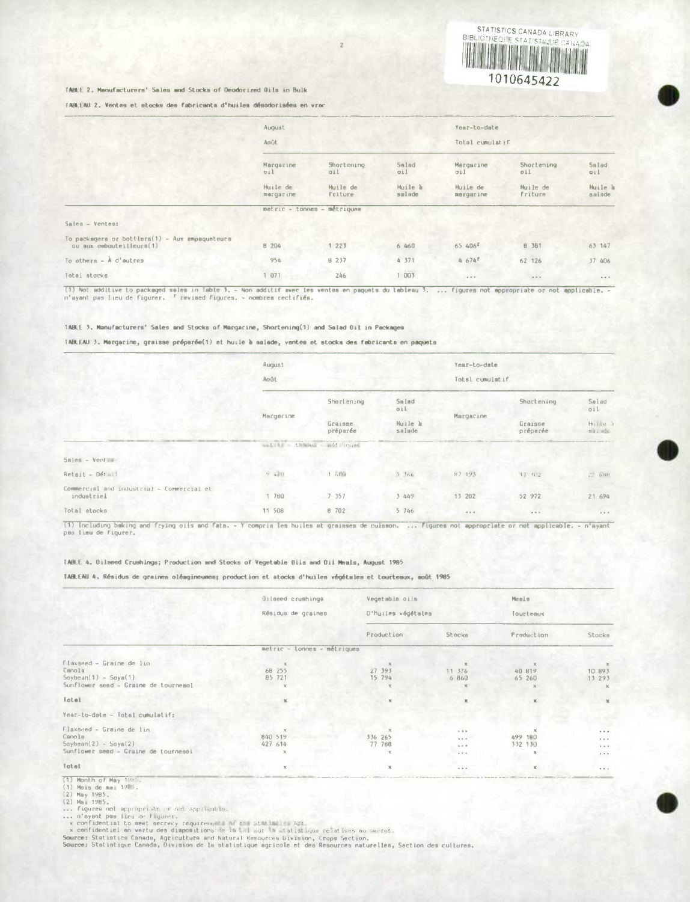TABLE 2. Manufacturers' Sales and Stocks of Deodorized Oils in Bulk

TABLEAU 2. Ventes et stocks des fabricants d'huiles désodorisées en vrac

| | August / Août | | | Year-to-date / Total cumulatif | | |
|---|---|---|---|---|---|---|
| | Margarine oil / Huile de margarine | Shortening oil / Huile de friture | Salad oil / Huile à salade | Margarine oil / Huile de margarine | Shortening oil / Huile de friture | Salad oil / Huile à salade |
| | metric - tonnes - métriques | | | | | |
| Sales - Ventes: | | | | | | |
| To packagers or bottlers(1) - Aux empaqueteurs ou aux embouteilleurs(1) | 8 204 | 1 223 | 6 460 | 65 406[r] | 8 381 | 63 147 |
| To others - À d'autres | 954 | 8 237 | 4 371 | 4 674[r] | 62 126 | 37 406 |
| Total stocks | 1 071 | 246 | 1 003 | ... | ... | ... |

(1) Not additive to packaged sales in Table 3. - Non additif avec les ventes en paquets du tableau 3. ... figures not appropriate or not applicable. - n'ayant pas lieu de figurer. [r] revised figures. - nombres rectifiés.

TABLE 3. Manufacturers' Sales and Stocks of Margarine, Shortening(1) and Salad Oil in Packages

TABLEAU 3. Margarine, graisse préparée(1) et huile à salade, ventes et stocks des fabricants en paquets

| | August / Août | | | Year-to-date / Total cumulatif | | |
|---|---|---|---|---|---|---|
| | Margarine | Shortening / Graisse préparée | Salad oil / Huile à salade | Margarine | Shortening / Graisse préparée | Salad oil / Huile à salade |
| | metric - tonnes - métriques | | | | | |
| Sales - Ventes: | | | | | | |
| Retail - Détail | 9 420 | 1 408 | 3 366 | 87 193 | 13 902 | 27 600 |
| Commercial and industrial - Commercial et industriel | 1 780 | 7 357 | 3 449 | 13 202 | 52 972 | 21 694 |
| Total stocks | 11 508 | 8 702 | 5 746 | ... | ... | ... |

(1) Including baking and frying oils and fats. - Y compris les huiles et graisses de cuisson. ... figures not appropriate or not applicable. - n'ayant pas lieu de figurer.

TABLE 4. Oilseed Crushings; Production and Stocks of Vegetable Oils and Oil Meals, August 1985

TABLEAU 4. Résidus de graines oléagineuses; production et stocks d'huiles végétales et tourteaux, août 1985

| | Oilseed crushings / Résidus de graines | Vegetable oils / D'huiles végétales | | Meals / Tourteaux | |
|---|---|---|---|---|---|
| | | Production | Stocks | Production | Stocks |
| | metric - tonnes - métriques | | | | |
| Flaxseed - Graine de lin | x | x | x | x | x |
| Canola | 68 255 | 27 393 | 11 376 | 40 819 | 10 893 |
| Soybean(1) - Soya(1) | 85 721 | 15 794 | 6 860 | 65 260 | 13 293 |
| Sunflower seed - Graine de tournesol | x | x | x | x | x |
| Total | x | x | x | x | x |
| Year-to-date - Total cumulatif: | | | | | |
| Flaxseed - Graine de lin | x | x | ... | x | ... |
| Canola | 840 519 | 336 265 | ... | 499 180 | ... |
| Soybean(2) - Soya(2) | 427 614 | 77 788 | ... | 332 130 | ... |
| Sunflower seed - Graine de tournesol | x | x | ... | x | ... |
| Total | x | x | ... | x | ... |

(1) Month of May 1985.
(1) Mois de mai 1985.
(2) May 1985.
(2) Mai 1985.
... figures not appropriate or not applicable.
... n'ayant pas lieu de figurer.
x confidential to meet secrecy requirements of the Statistics Act.
x confidentiel en vertu des dispositions de la Loi sur la statistique relatives au secret.
Source: Statistics Canada, Agriculture and Natural Resources Division, Crops Section.
Source: Statistique Canada, Division de la statistique agricole et des Resources naturelles, Section des cultures.